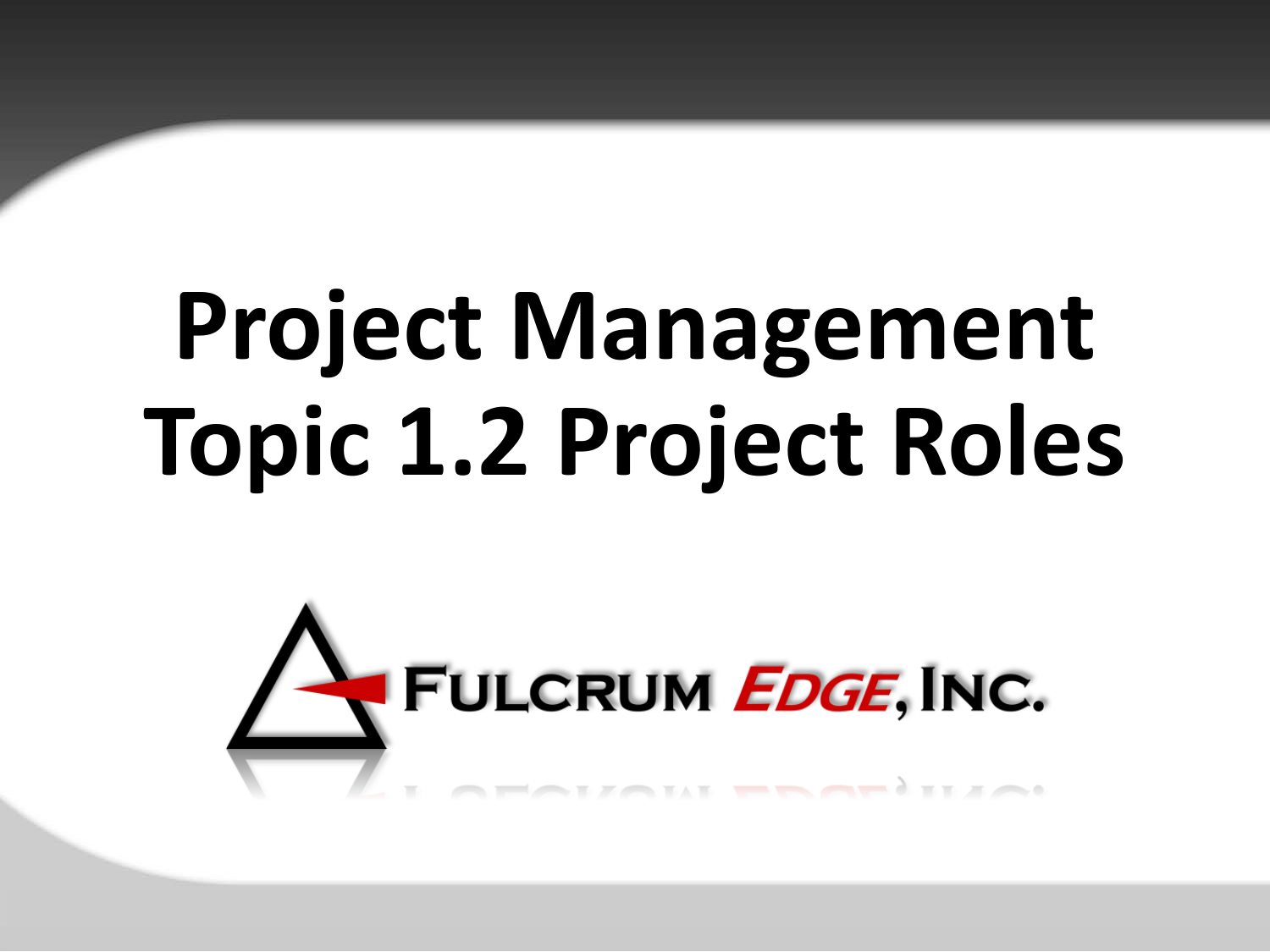# Project Management Topic 1.2 Project Roles

FULCRUM EDGE, INC.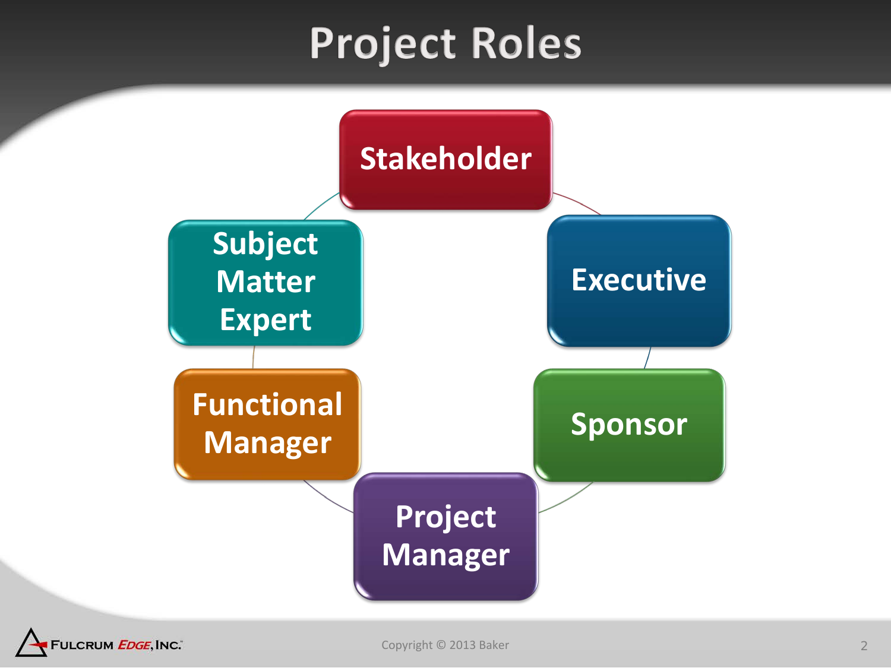# Project Roles

- Stakeholder
- Executive
- Sponsor
- Project Manager
- Functional Manager
- Subject Matter Expert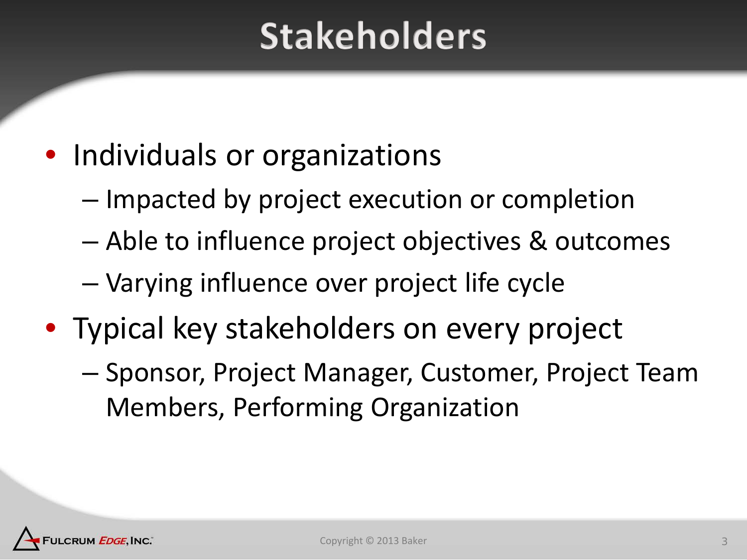# Stakeholders

- Individuals or organizations
  - Impacted by project execution or completion
  - Able to influence project objectives & outcomes
  - Varying influence over project life cycle
- Typical key stakeholders on every project
  - Sponsor, Project Manager, Customer, Project Team Members, Performing Organization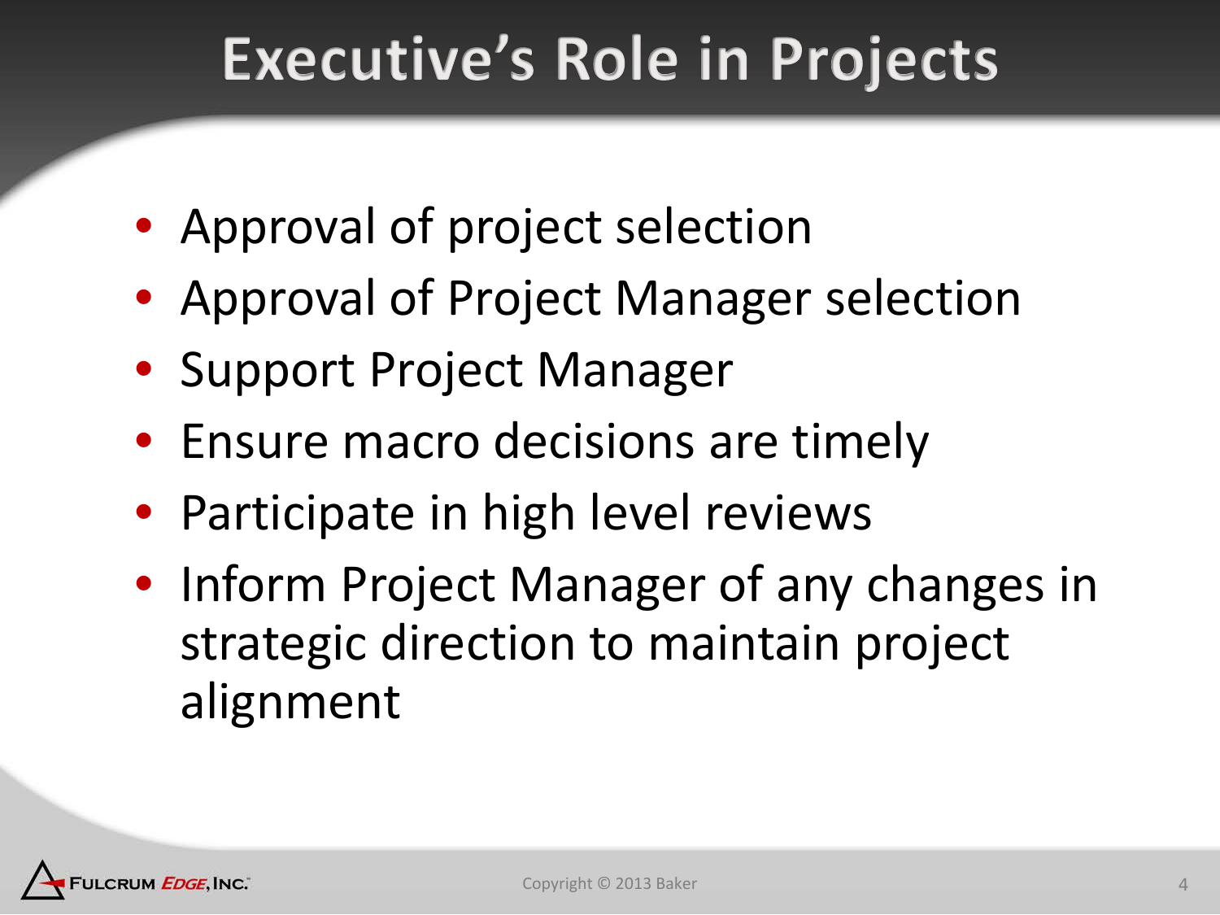# Executive's Role in Projects

- Approval of project selection
- Approval of Project Manager selection
- Support Project Manager
- Ensure macro decisions are timely
- Participate in high level reviews
- Inform Project Manager of any changes in strategic direction to maintain project alignment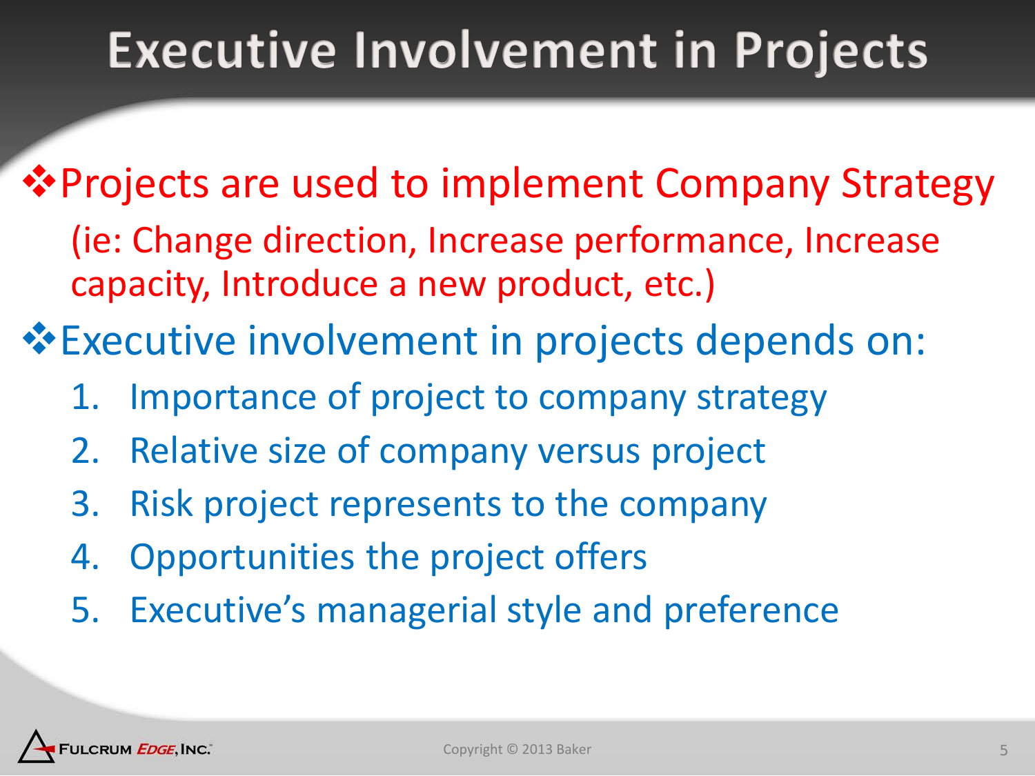# Executive Involvement in Projects

- Projects are used to implement Company Strategy
  (ie: Change direction, Increase performance, Increase capacity, Introduce a new product, etc.)
- Executive involvement in projects depends on:
  1. Importance of project to company strategy
  2. Relative size of company versus project
  3. Risk project represents to the company
  4. Opportunities the project offers
  5. Executive’s managerial style and preference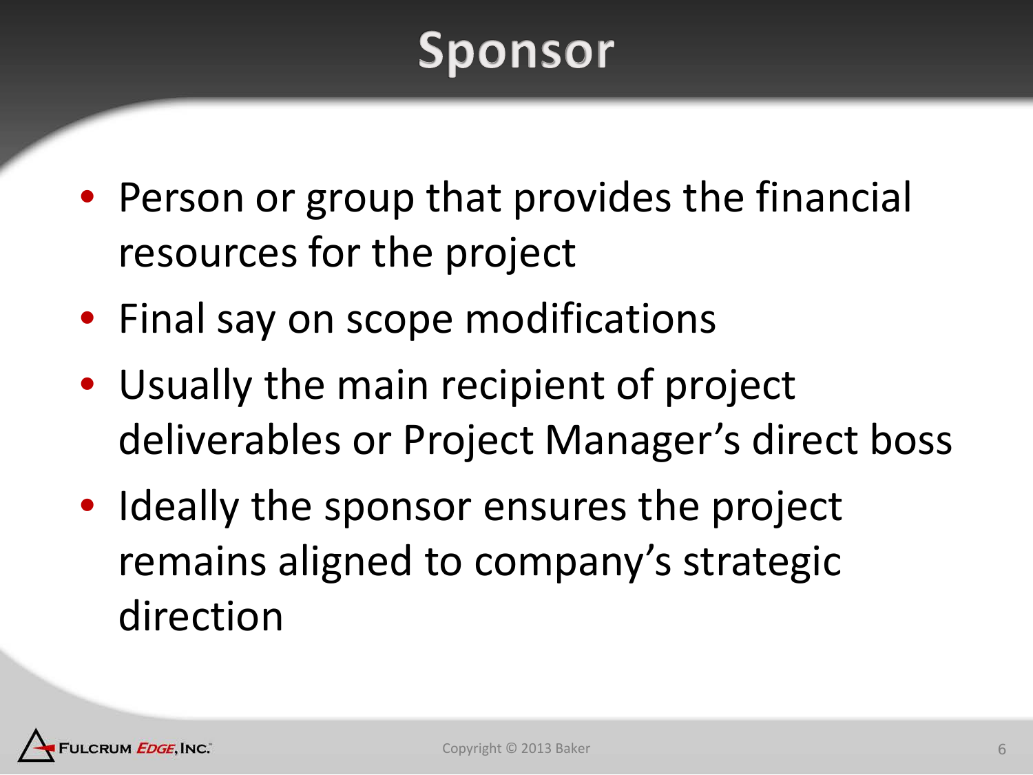# Sponsor

- Person or group that provides the financial resources for the project
- Final say on scope modifications
- Usually the main recipient of project deliverables or Project Manager's direct boss
- Ideally the sponsor ensures the project remains aligned to company's strategic direction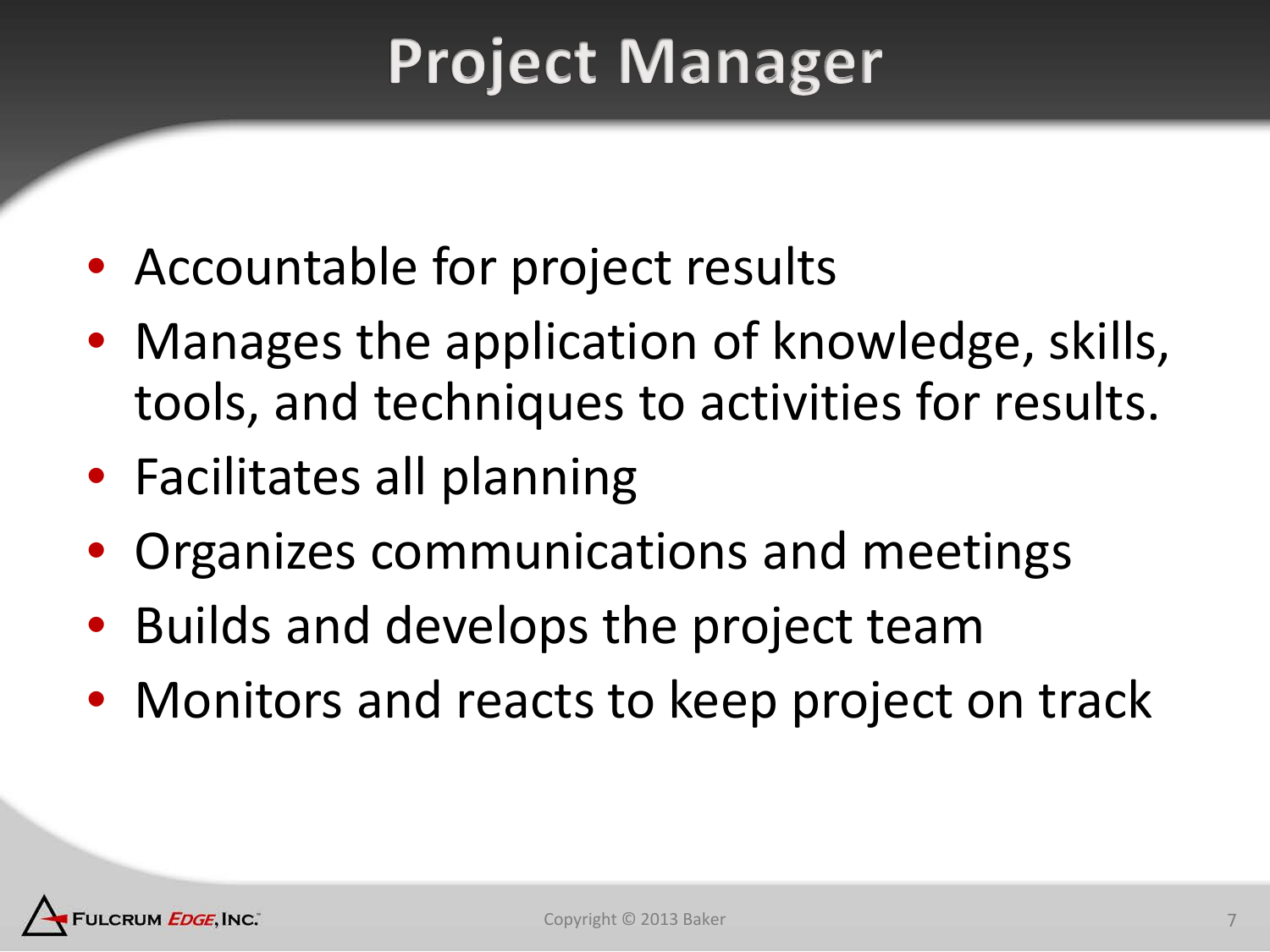# Project Manager

- Accountable for project results
- Manages the application of knowledge, skills, tools, and techniques to activities for results.
- Facilitates all planning
- Organizes communications and meetings
- Builds and develops the project team
- Monitors and reacts to keep project on track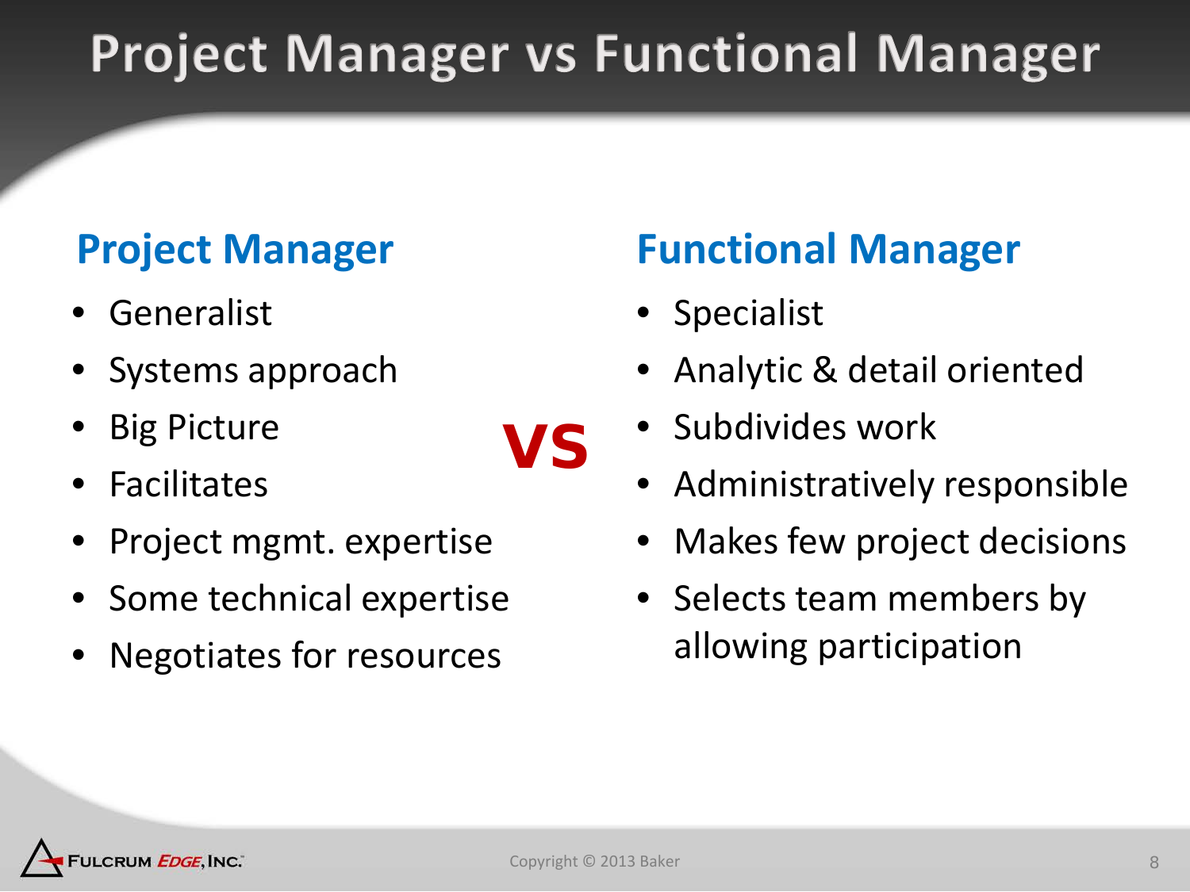# Project Manager vs Functional Manager

## Project Manager

- Generalist
- Systems approach
- Big Picture
- Facilitates
- Project mgmt. expertise
- Some technical expertise
- Negotiates for resources

**VS**

## Functional Manager

- Specialist
- Analytic & detail oriented
- Subdivides work
- Administratively responsible
- Makes few project decisions
- Selects team members by allowing participation

Copyright © 2013 Baker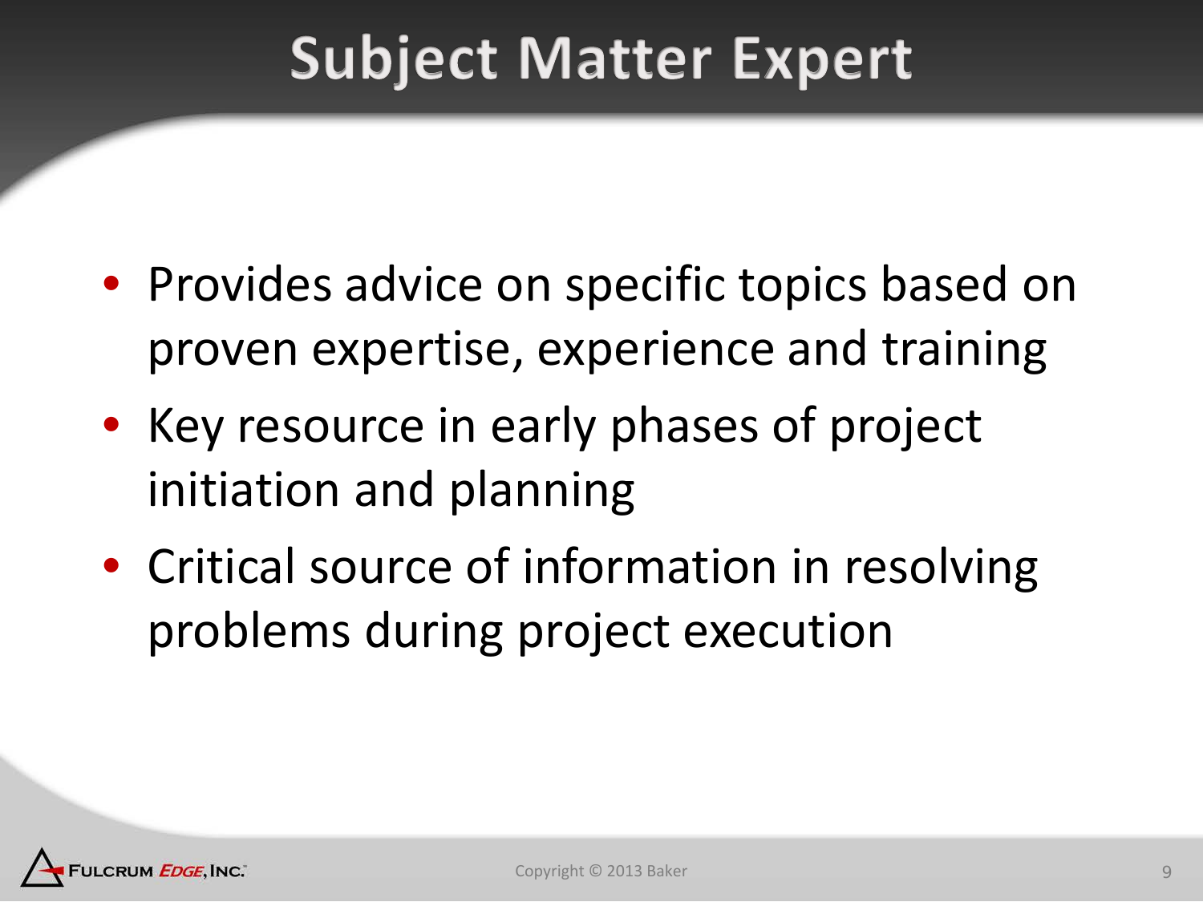# Subject Matter Expert

- Provides advice on specific topics based on proven expertise, experience and training
- Key resource in early phases of project initiation and planning
- Critical source of information in resolving problems during project execution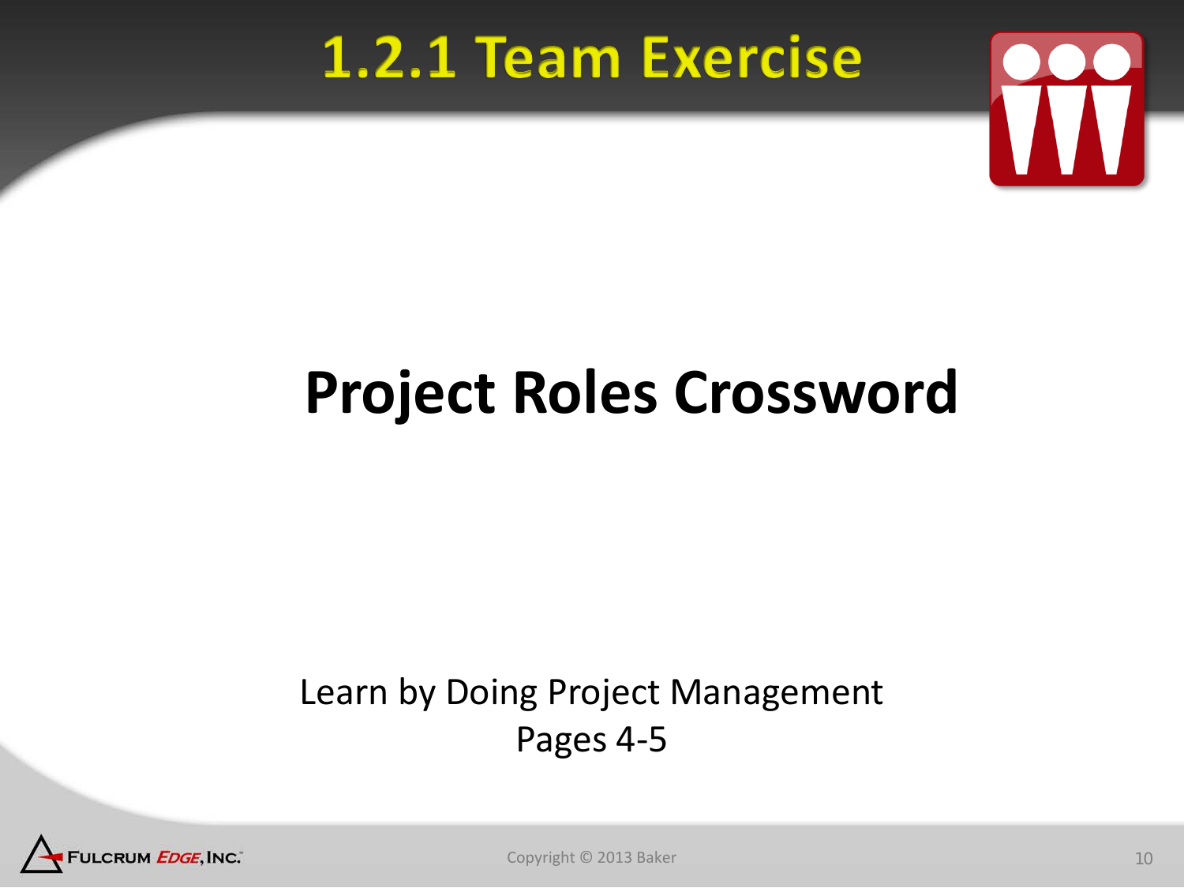# 1.2.1 Team Exercise

## Project Roles Crossword

Learn by Doing Project Management
Pages 4-5

Copyright © 2013 Baker